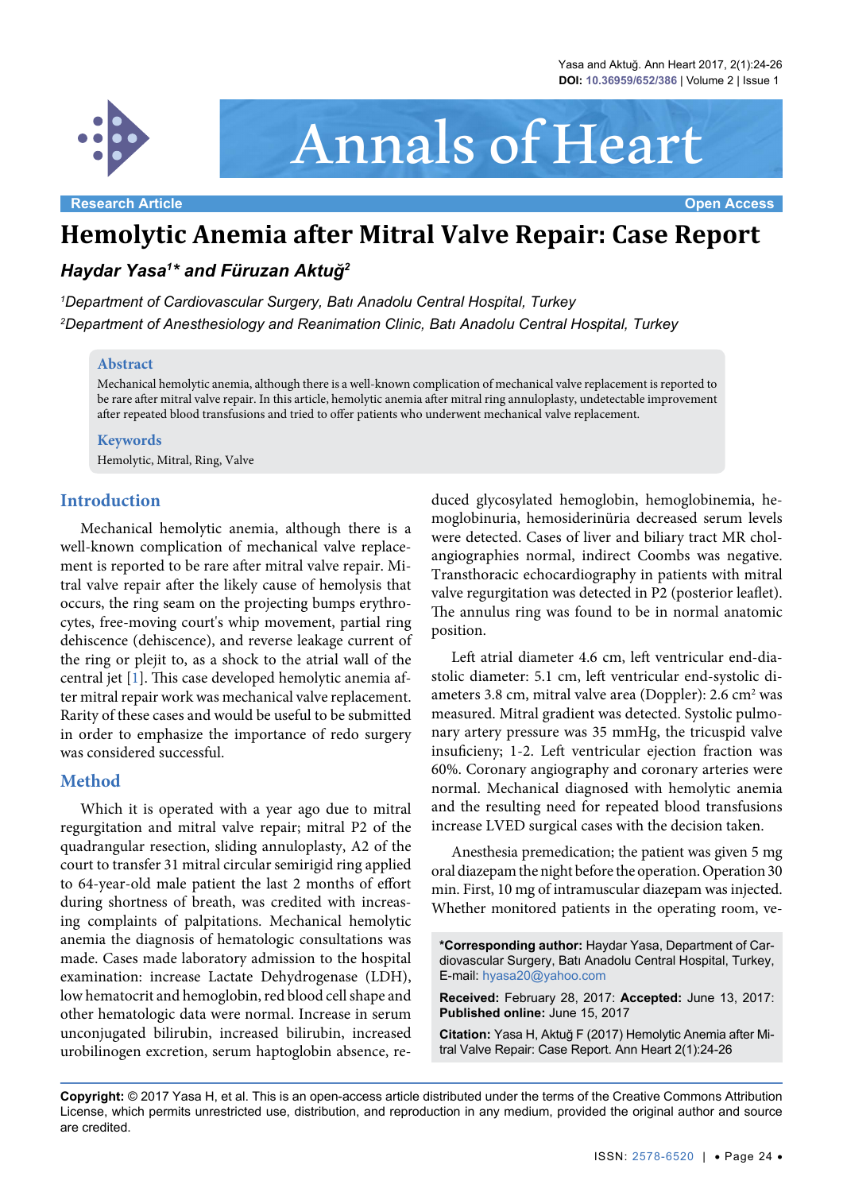Research Article | Open Access

# Hemolytic Anemia after Mitral Valve Repair: Case Report

***Haydar Yasa[1]\* and Füruzan Aktuğ[2]***

*[1]Department of Cardiovascular Surgery, Batı Anadolu Central Hospital, Turkey*

*[2]Department of Anesthesiology and Reanimation Clinic, Batı Anadolu Central Hospital, Turkey*

## Abstract

Mechanical hemolytic anemia, although there is a well-known complication of mechanical valve replacement is reported to be rare after mitral valve repair. In this article, hemolytic anemia after mitral ring annuloplasty, undetectable improvement after repeated blood transfusions and tried to offer patients who underwent mechanical valve replacement.

## Keywords

Hemolytic, Mitral, Ring, Valve

## Introduction

Mechanical hemolytic anemia, although there is a well-known complication of mechanical valve replacement is reported to be rare after mitral valve repair. Mitral valve repair after the likely cause of hemolysis that occurs, the ring seam on the projecting bumps erythrocytes, free-moving court's whip movement, partial ring dehiscence (dehiscence), and reverse leakage current of the ring or plejit to, as a shock to the atrial wall of the central jet [1]. This case developed hemolytic anemia after mitral repair work was mechanical valve replacement. Rarity of these cases and would be useful to be submitted in order to emphasize the importance of redo surgery was considered successful.

## Method

Which it is operated with a year ago due to mitral regurgitation and mitral valve repair; mitral P2 of the quadrangular resection, sliding annuloplasty, A2 of the court to transfer 31 mitral circular semirigid ring applied to 64-year-old male patient the last 2 months of effort during shortness of breath, was credited with increasing complaints of palpitations. Mechanical hemolytic anemia the diagnosis of hematologic consultations was made. Cases made laboratory admission to the hospital examination: increase Lactate Dehydrogenase (LDH), low hematocrit and hemoglobin, red blood cell shape and other hematologic data were normal. Increase in serum unconjugated bilirubin, increased bilirubin, increased urobilinogen excretion, serum haptoglobin absence, reduced glycosylated hemoglobin, hemoglobinemia, hemoglobinuria, hemosiderinüria decreased serum levels were detected. Cases of liver and biliary tract MR cholangiographies normal, indirect Coombs was negative. Transthoracic echocardiography in patients with mitral valve regurgitation was detected in P2 (posterior leaflet). The annulus ring was found to be in normal anatomic position.

Left atrial diameter 4.6 cm, left ventricular end-diastolic diameter: 5.1 cm, left ventricular end-systolic diameters 3.8 cm, mitral valve area (Doppler): 2.6 $cm^2$ was measured. Mitral gradient was detected. Systolic pulmonary artery pressure was 35 mmHg, the tricuspid valve insuficieny; 1-2. Left ventricular ejection fraction was 60%. Coronary angiography and coronary arteries were normal. Mechanical diagnosed with hemolytic anemia and the resulting need for repeated blood transfusions increase LVED surgical cases with the decision taken.

Anesthesia premedication; the patient was given 5 mg oral diazepam the night before the operation. Operation 30 min. First, 10 mg of intramuscular diazepam was injected. Whether monitored patients in the operating room, ve-

**\*Corresponding author:** Haydar Yasa, Department of Cardiovascular Surgery, Batı Anadolu Central Hospital, Turkey, E-mail: hyasa20@yahoo.com

**Received:** February 28, 2017: **Accepted:** June 13, 2017: **Published online:** June 15, 2017

**Citation:** Yasa H, Aktuğ F (2017) Hemolytic Anemia after Mitral Valve Repair: Case Report. Ann Heart 2(1):24-26

**Copyright:** © 2017 Yasa H, et al. This is an open-access article distributed under the terms of the Creative Commons Attribution License, which permits unrestricted use, distribution, and reproduction in any medium, provided the original author and source are credited.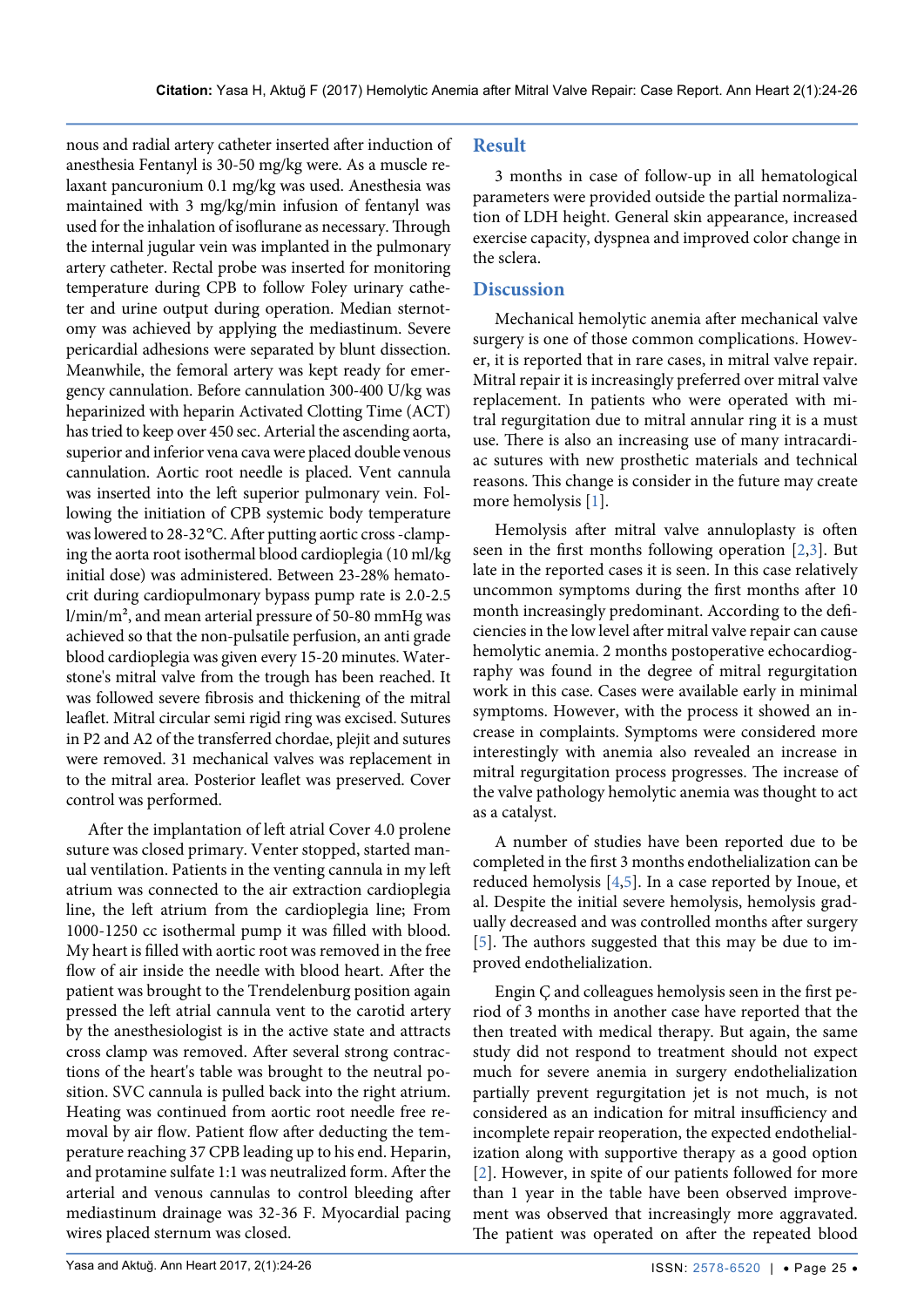nous and radial artery catheter inserted after induction of anesthesia Fentanyl is 30-50 mg/kg were. As a muscle relaxant pancuronium 0.1 mg/kg was used. Anesthesia was maintained with 3 mg/kg/min infusion of fentanyl was used for the inhalation of isoflurane as necessary. Through the internal jugular vein was implanted in the pulmonary artery catheter. Rectal probe was inserted for monitoring temperature during CPB to follow Foley urinary catheter and urine output during operation. Median sternotomy was achieved by applying the mediastinum. Severe pericardial adhesions were separated by blunt dissection. Meanwhile, the femoral artery was kept ready for emergency cannulation. Before cannulation 300-400 U/kg was heparinized with heparin Activated Clotting Time (ACT) has tried to keep over 450 sec. Arterial the ascending aorta, superior and inferior vena cava were placed double venous cannulation. Aortic root needle is placed. Vent cannula was inserted into the left superior pulmonary vein. Following the initiation of CPB systemic body temperature was lowered to 28-32°C. After putting aortic cross -clamping the aorta root isothermal blood cardioplegia (10 ml/kg initial dose) was administered. Between 23-28% hematocrit during cardiopulmonary bypass pump rate is 2.0-2.5 l/min/m², and mean arterial pressure of 50-80 mmHg was achieved so that the non-pulsatile perfusion, an anti grade blood cardioplegia was given every 15-20 minutes. Waterstone's mitral valve from the trough has been reached. It was followed severe fibrosis and thickening of the mitral leaflet. Mitral circular semi rigid ring was excised. Sutures in P2 and A2 of the transferred chordae, plejit and sutures were removed. 31 mechanical valves was replacement in to the mitral area. Posterior leaflet was preserved. Cover control was performed.

After the implantation of left atrial Cover 4.0 prolene suture was closed primary. Venter stopped, started manual ventilation. Patients in the venting cannula in my left atrium was connected to the air extraction cardioplegia line, the left atrium from the cardioplegia line; From 1000-1250 cc isothermal pump it was filled with blood. My heart is filled with aortic root was removed in the free flow of air inside the needle with blood heart. After the patient was brought to the Trendelenburg position again pressed the left atrial cannula vent to the carotid artery by the anesthesiologist is in the active state and attracts cross clamp was removed. After several strong contractions of the heart's table was brought to the neutral position. SVC cannula is pulled back into the right atrium. Heating was continued from aortic root needle free removal by air flow. Patient flow after deducting the temperature reaching 37 CPB leading up to his end. Heparin, and protamine sulfate 1:1 was neutralized form. After the arterial and venous cannulas to control bleeding after mediastinum drainage was 32-36 F. Myocardial pacing wires placed sternum was closed.

## Result

3 months in case of follow-up in all hematological parameters were provided outside the partial normalization of LDH height. General skin appearance, increased exercise capacity, dyspnea and improved color change in the sclera.

## Discussion

Mechanical hemolytic anemia after mechanical valve surgery is one of those common complications. However, it is reported that in rare cases, in mitral valve repair. Mitral repair it is increasingly preferred over mitral valve replacement. In patients who were operated with mitral regurgitation due to mitral annular ring it is a must use. There is also an increasing use of many intracardiac sutures with new prosthetic materials and technical reasons. This change is consider in the future may create more hemolysis [1].

Hemolysis after mitral valve annuloplasty is often seen in the first months following operation [2,3]. But late in the reported cases it is seen. In this case relatively uncommon symptoms during the first months after 10 month increasingly predominant. According to the deficiencies in the low level after mitral valve repair can cause hemolytic anemia. 2 months postoperative echocardiography was found in the degree of mitral regurgitation work in this case. Cases were available early in minimal symptoms. However, with the process it showed an increase in complaints. Symptoms were considered more interestingly with anemia also revealed an increase in mitral regurgitation process progresses. The increase of the valve pathology hemolytic anemia was thought to act as a catalyst.

A number of studies have been reported due to be completed in the first 3 months endothelialization can be reduced hemolysis [4,5]. In a case reported by Inoue, et al. Despite the initial severe hemolysis, hemolysis gradually decreased and was controlled months after surgery [5]. The authors suggested that this may be due to improved endothelialization.

Engin Ç and colleagues hemolysis seen in the first period of 3 months in another case have reported that the then treated with medical therapy. But again, the same study did not respond to treatment should not expect much for severe anemia in surgery endothelialization partially prevent regurgitation jet is not much, is not considered as an indication for mitral insufficiency and incomplete repair reoperation, the expected endothelialization along with supportive therapy as a good option [2]. However, in spite of our patients followed for more than 1 year in the table have been observed improvement was observed that increasingly more aggravated. The patient was operated on after the repeated blood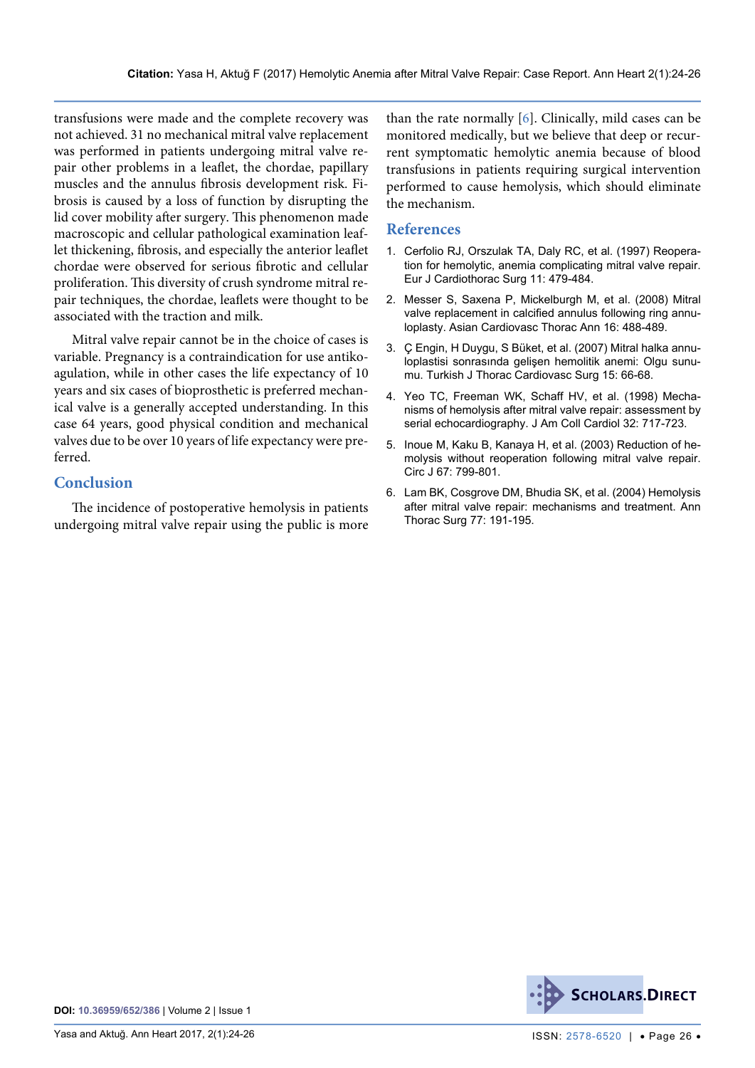transfusions were made and the complete recovery was not achieved. 31 no mechanical mitral valve replacement was performed in patients undergoing mitral valve repair other problems in a leaflet, the chordae, papillary muscles and the annulus fibrosis development risk. Fibrosis is caused by a loss of function by disrupting the lid cover mobility after surgery. This phenomenon made macroscopic and cellular pathological examination leaflet thickening, fibrosis, and especially the anterior leaflet chordae were observed for serious fibrotic and cellular proliferation. This diversity of crush syndrome mitral repair techniques, the chordae, leaflets were thought to be associated with the traction and milk.

Mitral valve repair cannot be in the choice of cases is variable. Pregnancy is a contraindication for use antikoagulation, while in other cases the life expectancy of 10 years and six cases of bioprosthetic is preferred mechanical valve is a generally accepted understanding. In this case 64 years, good physical condition and mechanical valves due to be over 10 years of life expectancy were preferred.

## Conclusion

The incidence of postoperative hemolysis in patients undergoing mitral valve repair using the public is more than the rate normally [6]. Clinically, mild cases can be monitored medically, but we believe that deep or recurrent symptomatic hemolytic anemia because of blood transfusions in patients requiring surgical intervention performed to cause hemolysis, which should eliminate the mechanism.

## References

1. Cerfolio RJ, Orszulak TA, Daly RC, et al. (1997) Reoperation for hemolytic, anemia complicating mitral valve repair. Eur J Cardiothorac Surg 11: 479-484.
2. Messer S, Saxena P, Mickelburgh M, et al. (2008) Mitral valve replacement in calcified annulus following ring annuloplasty. Asian Cardiovasc Thorac Ann 16: 488-489.
3. Ç Engin, H Duygu, S Büket, et al. (2007) Mitral halka annuloplastisi sonrasında gelişen hemolitik anemi: Olgu sunumu. Turkish J Thorac Cardiovasc Surg 15: 66-68.
4. Yeo TC, Freeman WK, Schaff HV, et al. (1998) Mechanisms of hemolysis after mitral valve repair: assessment by serial echocardiography. J Am Coll Cardiol 32: 717-723.
5. Inoue M, Kaku B, Kanaya H, et al. (2003) Reduction of hemolysis without reoperation following mitral valve repair. Circ J 67: 799-801.
6. Lam BK, Cosgrove DM, Bhudia SK, et al. (2004) Hemolysis after mitral valve repair: mechanisms and treatment. Ann Thorac Surg 77: 191-195.